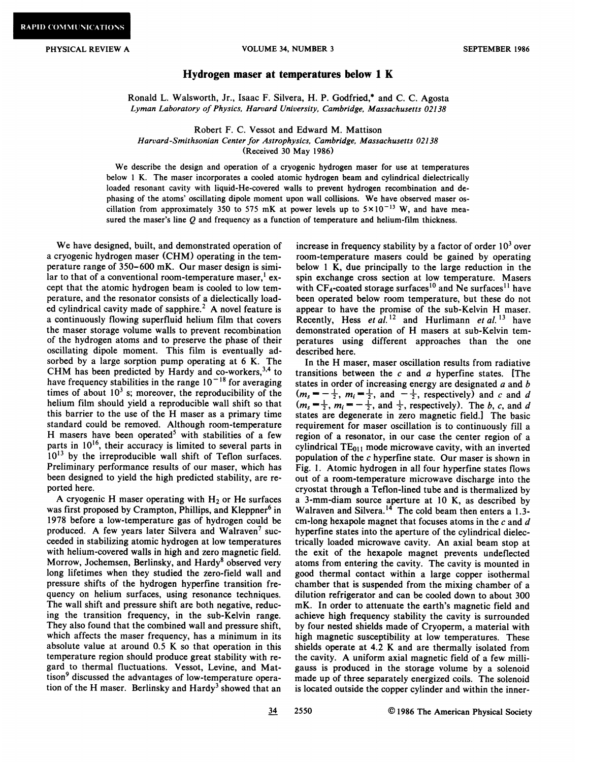RAPID COMMUNICATIONS

# Hydrogen maser at temperatures below 1 K

Ronald L. Walsworth, Jr., Isaac F. Silvera, H. P. Godfried,* and C. C. Agosta
*Lyman Laboratory of Physics, Harvard University, Cambridge, Massachusetts 02138*

Robert F. C. Vessot and Edward M. Mattison
*Harvard-Smithsonian Center for Astrophysics, Cambridge, Massachusetts 02138*
(Received 30 May 1986)

We describe the design and operation of a cryogenic hydrogen maser for use at temperatures below 1 K. The maser incorporates a cooled atomic hydrogen beam and cylindrical dielectrically loaded resonant cavity with liquid-He-covered walls to prevent hydrogen recombination and dephasing of the atoms' oscillating dipole moment upon wall collisions. We have observed maser oscillation from approximately 350 to 575 mK at power levels up to $5\times10^{-13}$ W, and have measured the maser's line $Q$ and frequency as a function of temperature and helium-film thickness.

We have designed, built, and demonstrated operation of a cryogenic hydrogen maser (CHM) operating in the temperature range of 350–600 mK. Our maser design is similar to that of a conventional room-temperature maser,[1] except that the atomic hydrogen beam is cooled to low temperature, and the resonator consists of a dielectically loaded cylindrical cavity made of sapphire.[2] A novel feature is a continuously flowing superfluid helium film that covers the maser storage volume walls to prevent recombination of the hydrogen atoms and to preserve the phase of their oscillating dipole moment. This film is eventually adsorbed by a large sorption pump operating at 6 K. The CHM has been predicted by Hardy and co-workers,[3,4] to have frequency stabilities in the range $10^{-18}$ for averaging times of about $10^3$ s; moreover, the reproducibility of the helium film should yield a reproducible wall shift so that this barrier to the use of the H maser as a primary time standard could be removed. Although room-temperature H masers have been operated[5] with stabilities of a few parts in $10^{16}$, their accuracy is limited to several parts in $10^{13}$ by the irreproducible wall shift of Teflon surfaces. Preliminary performance results of our maser, which has been designed to yield the high predicted stability, are reported here.

A cryogenic H maser operating with $H_2$ or He surfaces was first proposed by Crampton, Phillips, and Kleppner[6] in 1978 before a low-temperature gas of hydrogen could be produced. A few years later Silvera and Walraven[7] succeeded in stabilizing atomic hydrogen at low temperatures with helium-covered walls in high and zero magnetic field. Morrow, Jochemsen, Berlinsky, and Hardy[8] observed very long lifetimes when they studied the zero-field wall and pressure shifts of the hydrogen hyperfine transition frequency on helium surfaces, using resonance techniques. The wall shift and pressure shift are both negative, reducing the transition frequency, in the sub-Kelvin range. They also found that the combined wall and pressure shift, which affects the maser frequency, has a minimum in its absolute value at around 0.5 K so that operation in this temperature region should produce great stability with regard to thermal fluctuations. Vessot, Levine, and Mattison[9] discussed the advantages of low-temperature operation of the H maser. Berlinsky and Hardy[3] showed that an increase in frequency stability by a factor of order $10^3$ over room-temperature masers could be gained by operating below 1 K, due principally to the large reduction in the spin exchange cross section at low temperature. Masers with $CF_4$-coated storage surfaces[10] and Ne surfaces[11] have been operated below room temperature, but these do not appear to have the promise of the sub-Kelvin H maser. Recently, Hess *et al.*[12] and Hurlimann *et al.*[13] have demonstrated operation of H masers at sub-Kelvin temperatures using different approaches than the one described here.

In the H maser, maser oscillation results from radiative transitions between the $c$ and $a$ hyperfine states. [The states in order of increasing energy are designated $a$ and $b$ ($m_s=-\frac{1}{2}$, $m_i=\frac{1}{2}$, and $-\frac{1}{2}$, respectively) and $c$ and $d$ ($m_s=\frac{1}{2}$, $m_i=-\frac{1}{2}$, and $\frac{1}{2}$, respectively). The $b$, $c$, and $d$ states are degenerate in zero magnetic field.] The basic requirement for maser oscillation is to continuously fill a region of a resonator, in our case the center region of a cylindrical $TE_{011}$ mode microwave cavity, with an inverted population of the $c$ hyperfine state. Our maser is shown in Fig. 1. Atomic hydrogen in all four hyperfine states flows out of a room-temperature microwave discharge into the cryostat through a Teflon-lined tube and is thermalized by a 3-mm-diam source aperture at 10 K, as described by Walraven and Silvera.[14] The cold beam then enters a 1.3-cm-long hexapole magnet that focuses atoms in the $c$ and $d$ hyperfine states into the aperture of the cylindrical dielectrically loaded microwave cavity. An axial beam stop at the exit of the hexapole magnet prevents undeflected atoms from entering the cavity. The cavity is mounted in good thermal contact within a large copper isothermal chamber that is suspended from the mixing chamber of a dilution refrigerator and can be cooled down to about 300 mK. In order to attenuate the earth's magnetic field and achieve high frequency stability the cavity is surrounded by four nested shields made of Cryoperm, a material with high magnetic susceptibility at low temperatures. These shields operate at 4.2 K and are thermally isolated from the cavity. A uniform axial magnetic field of a few milligauss is produced in the storage volume by a solenoid made up of three separately energized coils. The solenoid is located outside the copper cylinder and within the inner-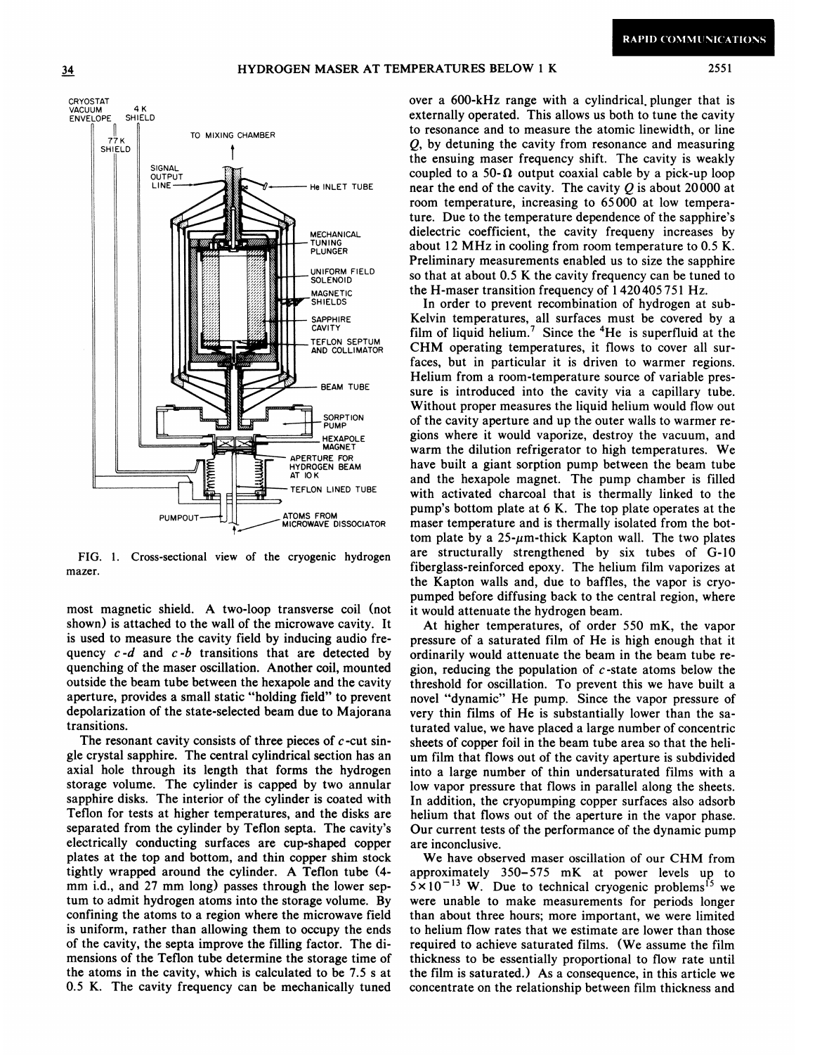CRYOSTAT VACUUM ENVELOPE, 4 K SHIELD, 77 K SHIELD, TO MIXING CHAMBER, SIGNAL OUTPUT LINE, He INLET TUBE, MECHANICAL TUNING PLUNGER, UNIFORM FIELD SOLENOID, MAGNETIC SHIELDS, SAPPHIRE CAVITY, TEFLON SEPTUM AND COLLIMATOR, BEAM TUBE, SORPTION PUMP, HEXAPOLE MAGNET, APERTURE FOR HYDROGEN BEAM AT 10 K, TEFLON LINED TUBE, PUMPOUT, ATOMS FROM MICROWAVE DISSOCIATOR

FIG. 1. Cross-sectional view of the cryogenic hydrogen mazer.

most magnetic shield. A two-loop transverse coil (not shown) is attached to the wall of the microwave cavity. It is used to measure the cavity field by inducing audio frequency $c$-$d$ and $c$-$b$ transitions that are detected by quenching of the maser oscillation. Another coil, mounted outside the beam tube between the hexapole and the cavity aperture, provides a small static "holding field" to prevent depolarization of the state-selected beam due to Majorana transitions.

The resonant cavity consists of three pieces of $c$-cut single crystal sapphire. The central cylindrical section has an axial hole through its length that forms the hydrogen storage volume. The cylinder is capped by two annular sapphire disks. The interior of the cylinder is coated with Teflon for tests at higher temperatures, and the disks are separated from the cylinder by Teflon septa. The cavity's electrically conducting surfaces are cup-shaped copper plates at the top and bottom, and thin copper shim stock tightly wrapped around the cylinder. A Teflon tube (4-mm i.d., and 27 mm long) passes through the lower septum to admit hydrogen atoms into the storage volume. By confining the atoms to a region where the microwave field is uniform, rather than allowing them to occupy the ends of the cavity, the septa improve the filling factor. The dimensions of the Teflon tube determine the storage time of the atoms in the cavity, which is calculated to be 7.5 s at 0.5 K. The cavity frequency can be mechanically tuned over a 600-kHz range with a cylindrical plunger that is externally operated. This allows us both to tune the cavity to resonance and to measure the atomic linewidth, or line $Q$, by detuning the cavity from resonance and measuring the ensuing maser frequency shift. The cavity is weakly coupled to a 50-$\Omega$ output coaxial cable by a pick-up loop near the end of the cavity. The cavity $Q$ is about 20000 at room temperature, increasing to 65000 at low temperature. Due to the temperature dependence of the sapphire's dielectric coefficient, the cavity frequeny increases by about 12 MHz in cooling from room temperature to 0.5 K. Preliminary measurements enabled us to size the sapphire so that at about 0.5 K the cavity frequency can be tuned to the H-maser transition frequency of 1420405751 Hz.

In order to prevent recombination of hydrogen at sub-Kelvin temperatures, all surfaces must be covered by a film of liquid helium.[7] Since the $^4$He is superfluid at the CHM operating temperatures, it flows to cover all surfaces, but in particular it is driven to warmer regions. Helium from a room-temperature source of variable pressure is introduced into the cavity via a capillary tube. Without proper measures the liquid helium would flow out of the cavity aperture and up the outer walls to warmer regions where it would vaporize, destroy the vacuum, and warm the dilution refrigerator to high temperatures. We have built a giant sorption pump between the beam tube and the hexapole magnet. The pump chamber is filled with activated charcoal that is thermally linked to the pump's bottom plate at 6 K. The top plate operates at the maser temperature and is thermally isolated from the bottom plate by a 25-$\mu$m-thick Kapton wall. The two plates are structurally strengthened by six tubes of G-10 fiberglass-reinforced epoxy. The helium film vaporizes at the Kapton walls and, due to baffles, the vapor is cryopumped before diffusing back to the central region, where it would attenuate the hydrogen beam.

At higher temperatures, of order 550 mK, the vapor pressure of a saturated film of He is high enough that it ordinarily would attenuate the beam in the beam tube region, reducing the population of $c$-state atoms below the threshold for oscillation. To prevent this we have built a novel "dynamic" He pump. Since the vapor pressure of very thin films of He is substantially lower than the saturated value, we have placed a large number of concentric sheets of copper foil in the beam tube area so that the helium film that flows out of the cavity aperture is subdivided into a large number of thin undersaturated films with a low vapor pressure that flows in parallel along the sheets. In addition, the cryopumping copper surfaces also adsorb helium that flows out of the aperture in the vapor phase. Our current tests of the performance of the dynamic pump are inconclusive.

We have observed maser oscillation of our CHM from approximately 350–575 mK at power levels up to $5\times10^{-13}$ W. Due to technical cryogenic problems[15] we were unable to make measurements for periods longer than about three hours; more important, we were limited to helium flow rates that we estimate are lower than those required to achieve saturated films. (We assume the film thickness to be essentially proportional to flow rate until the film is saturated.) As a consequence, in this article we concentrate on the relationship between film thickness and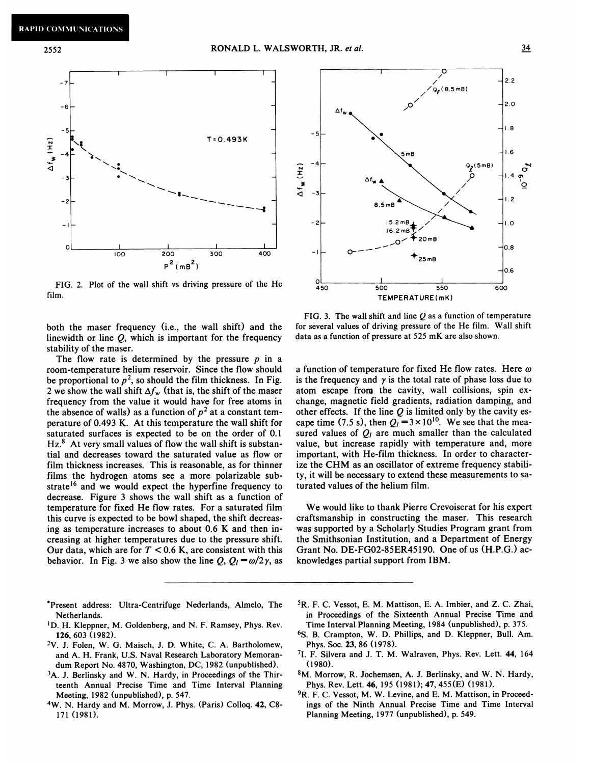FIG. 2. Plot of the wall shift vs driving pressure of the He film.

FIG. 3. The wall shift and line $Q$ as a function of temperature for several values of driving pressure of the He film. Wall shift data as a function of pressure at 525 mK are also shown.

both the maser frequency (i.e., the wall shift) and the linewidth or line $Q$, which is important for the frequency stability of the maser.

The flow rate is determined by the pressure $p$ in a room-temperature helium reservoir. Since the flow should be proportional to $p^2$, so should the film thickness. In Fig. 2 we show the wall shift $\Delta f_w$ (that is, the shift of the maser frequency from the value it would have for free atoms in the absence of walls) as a function of $p^2$ at a constant temperature of 0.493 K. At this temperature the wall shift for saturated surfaces is expected to be on the order of 0.1 Hz.[8] At very small values of flow the wall shift is substantial and decreases toward the saturated value as flow or film thickness increases. This is reasonable, as for thinner films the hydrogen atoms see a more polarizable substrate[16] and we would expect the hyperfine frequency to decrease. Figure 3 shows the wall shift as a function of temperature for fixed He flow rates. For a saturated film this curve is expected to be bowl shaped, the shift decreasing as temperature increases to about 0.6 K and then increasing at higher temperatures due to the pressure shift. Our data, which are for $T < 0.6$ K, are consistent with this behavior. In Fig. 3 we also show the line $Q$, $Q_l = \omega/2\gamma$, as a function of temperature for fixed He flow rates. Here $\omega$ is the frequency and $\gamma$ is the total rate of phase loss due to atom escape from the cavity, wall collisions, spin exchange, magnetic field gradients, radiation damping, and other effects. If the line $Q$ is limited only by the cavity escape time (7.5 s), then $Q_l = 3 \times 10^{10}$. We see that the measured values of $Q_l$ are much smaller than the calculated value, but increase rapidly with temperature and, more important, with He-film thickness. In order to characterize the CHM as an oscillator of extreme frequency stability, it will be necessary to extend these measurements to saturated values of the helium film.

We would like to thank Pierre Crevoiserat for his expert craftsmanship in constructing the maser. This research was supported by a Scholarly Studies Program grant from the Smithsonian Institution, and a Department of Energy Grant No. DE-FG02-85ER45190. One of us (H.P.G.) acknowledges partial support from IBM.

---

*Present address: Ultra-Centrifuge Nederlands, Almelo, The Netherlands.

[1]D. H. Kleppner, M. Goldenberg, and N. F. Ramsey, Phys. Rev. **126**, 603 (1982).

[2]V. J. Folen, W. G. Maisch, J. D. White, C. A. Bartholomew, and A. H. Frank, U.S. Naval Research Laboratory Memorandum Report No. 4870, Washington, DC, 1982 (unpublished).

[3]A. J. Berlinsky and W. N. Hardy, in Proceedings of the Thirteenth Annual Precise Time and Time Interval Planning Meeting, 1982 (unpublished), p. 547.

[4]W. N. Hardy and M. Morrow, J. Phys. (Paris) Colloq. **42**, C8-171 (1981).

[5]R. F. C. Vessot, E. M. Mattison, E. A. Imbier, and Z. C. Zhai, in Proceedings of the Sixteenth Annual Precise Time and Time Interval Planning Meeting, 1984 (unpublished), p. 375.

[6]S. B. Crampton, W. D. Phillips, and D. Kleppner, Bull. Am. Phys. Soc. **23**, 86 (1978).

[7]I. F. Silvera and J. T. M. Walraven, Phys. Rev. Lett. **44**, 164 (1980).

[8]M. Morrow, R. Jochemsen, A. J. Berlinsky, and W. N. Hardy, Phys. Rev. Lett. **46**, 195 (1981); **47**, 455(E) (1981).

[9]R. F. C. Vessot, M. W. Levine, and E. M. Mattison, in Proceedings of the Ninth Annual Precise Time and Time Interval Planning Meeting, 1977 (unpublished), p. 549.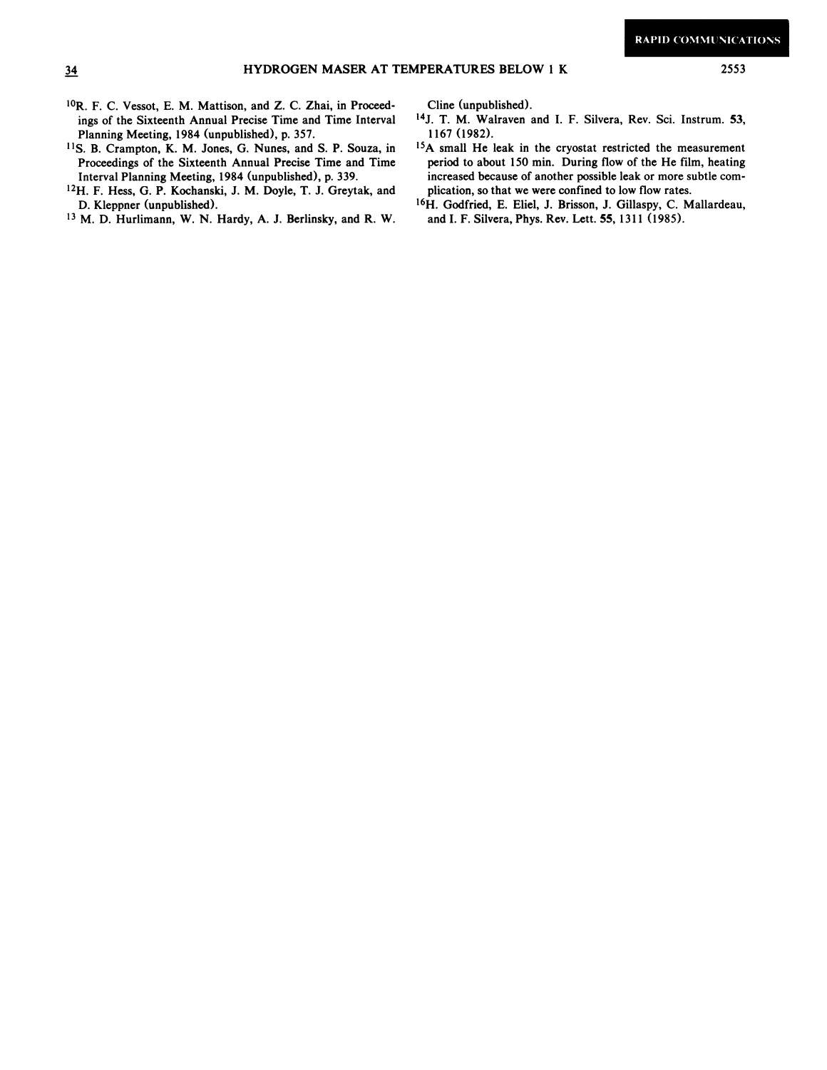[10] R. F. C. Vessot, E. M. Mattison, and Z. C. Zhai, in Proceedings of the Sixteenth Annual Precise Time and Time Interval Planning Meeting, 1984 (unpublished), p. 357.

[11] S. B. Crampton, K. M. Jones, G. Nunes, and S. P. Souza, in Proceedings of the Sixteenth Annual Precise Time and Time Interval Planning Meeting, 1984 (unpublished), p. 339.

[12] H. F. Hess, G. P. Kochanski, J. M. Doyle, T. J. Greytak, and D. Kleppner (unpublished).

[13] M. D. Hurlimann, W. N. Hardy, A. J. Berlinsky, and R. W. Cline (unpublished).

[14] J. T. M. Walraven and I. F. Silvera, Rev. Sci. Instrum. **53**, 1167 (1982).

[15] A small He leak in the cryostat restricted the measurement period to about 150 min. During flow of the He film, heating increased because of another possible leak or more subtle complication, so that we were confined to low flow rates.

[16] H. Godfried, E. Eliel, J. Brisson, J. Gillaspy, C. Mallardeau, and I. F. Silvera, Phys. Rev. Lett. **55**, 1311 (1985).